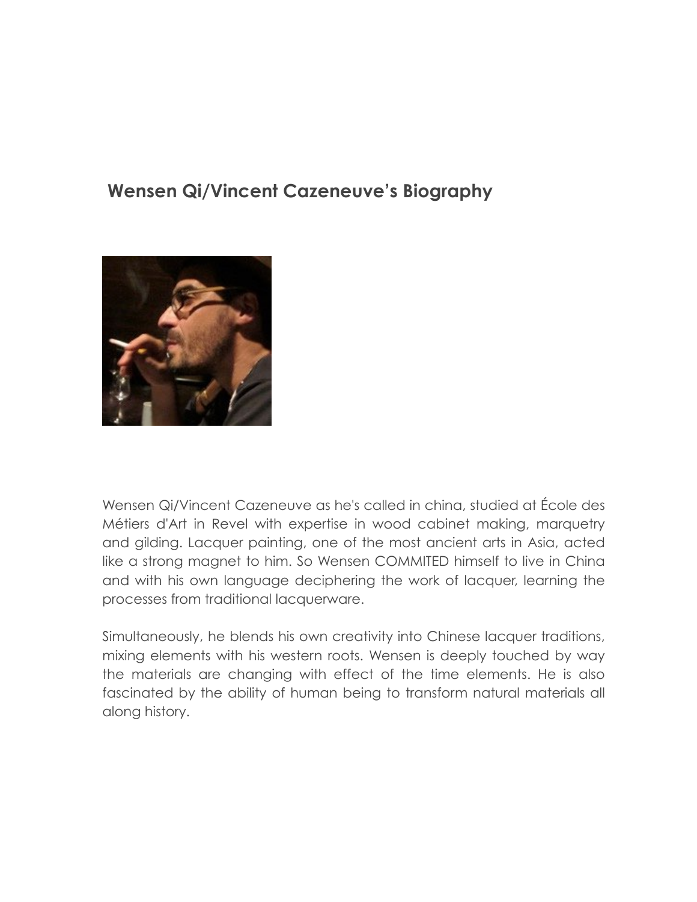# Wensen Qi/Vincent Cazeneuve's Biography

Wensen Qi/Vincent Cazeneuve as he's called in china, studied at École des Métiers d'Art in Revel with expertise in wood cabinet making, marquetry and gilding. Lacquer painting, one of the most ancient arts in Asia, acted like a strong magnet to him. So Wensen COMMITED himself to live in China and with his own language deciphering the work of lacquer, learning the processes from traditional lacquerware.

Simultaneously, he blends his own creativity into Chinese lacquer traditions, mixing elements with his western roots. Wensen is deeply touched by way the materials are changing with effect of the time elements. He is also fascinated by the ability of human being to transform natural materials all along history.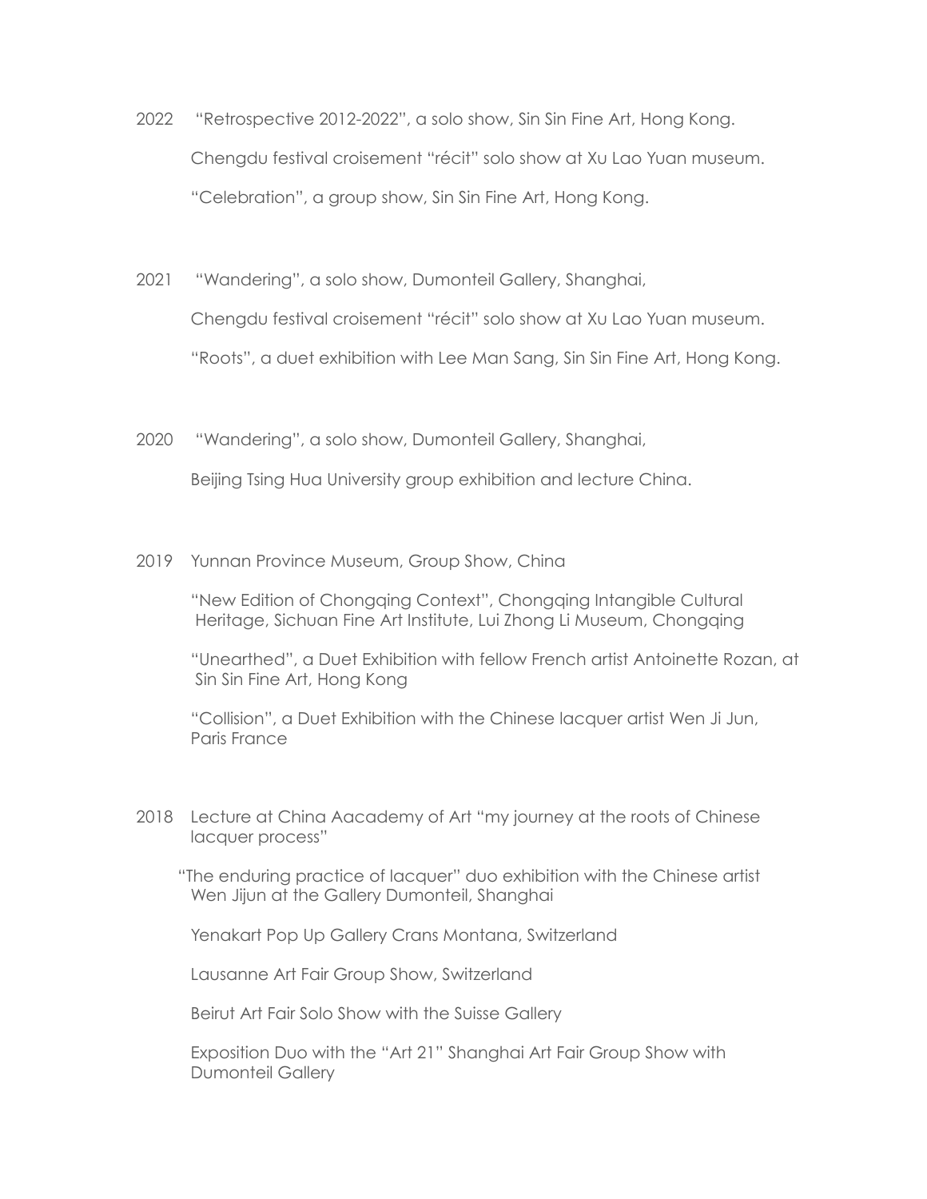2022 "Retrospective 2012-2022", a solo show, Sin Sin Fine Art, Hong Kong.

Chengdu festival croisement "récit" solo show at Xu Lao Yuan museum.

"Celebration", a group show, Sin Sin Fine Art, Hong Kong.

2021 "Wandering", a solo show, Dumonteil Gallery, Shanghai,

Chengdu festival croisement "récit" solo show at Xu Lao Yuan museum.

"Roots", a duet exhibition with Lee Man Sang, Sin Sin Fine Art, Hong Kong.

2020 "Wandering", a solo show, Dumonteil Gallery, Shanghai,

Beijing Tsing Hua University group exhibition and lecture China.

2019 Yunnan Province Museum, Group Show, China

"New Edition of Chongqing Context", Chongqing Intangible Cultural Heritage, Sichuan Fine Art Institute, Lui Zhong Li Museum, Chongqing

"Unearthed", a Duet Exhibition with fellow French artist Antoinette Rozan, at Sin Sin Fine Art, Hong Kong

"Collision", a Duet Exhibition with the Chinese lacquer artist Wen Ji Jun, Paris France

2018 Lecture at China Aacademy of Art "my journey at the roots of Chinese lacquer process"

"The enduring practice of lacquer" duo exhibition with the Chinese artist Wen Jijun at the Gallery Dumonteil, Shanghai

Yenakart Pop Up Gallery Crans Montana, Switzerland

Lausanne Art Fair Group Show, Switzerland

Beirut Art Fair Solo Show with the Suisse Gallery

Exposition Duo with the "Art 21" Shanghai Art Fair Group Show with Dumonteil Gallery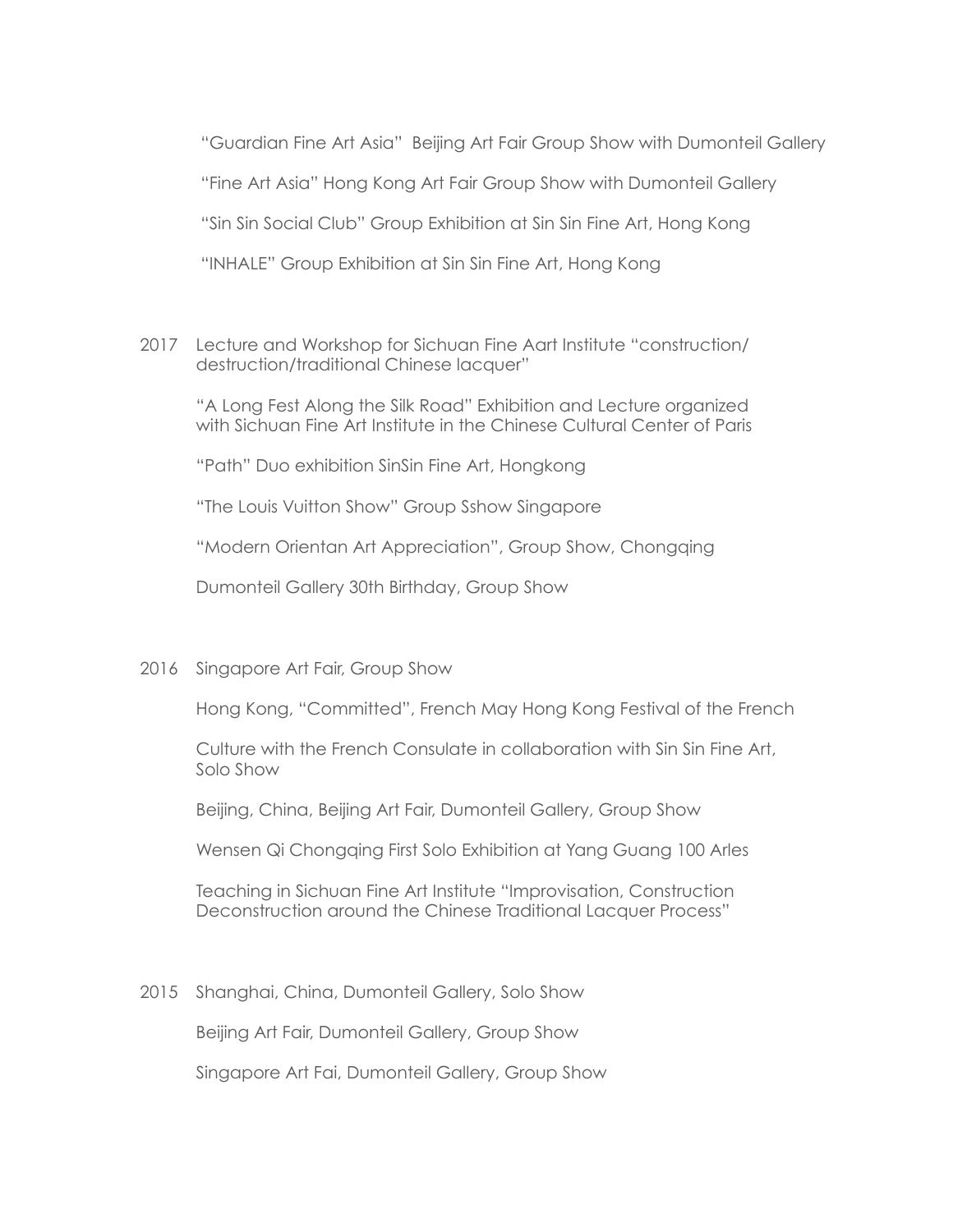"Guardian Fine Art Asia" Beijing Art Fair Group Show with Dumonteil Gallery

"Fine Art Asia" Hong Kong Art Fair Group Show with Dumonteil Gallery

"Sin Sin Social Club" Group Exhibition at Sin Sin Fine Art, Hong Kong

"INHALE" Group Exhibition at Sin Sin Fine Art, Hong Kong

2017 Lecture and Workshop for Sichuan Fine Aart Institute "construction/destruction/traditional Chinese lacquer"

"A Long Fest Along the Silk Road" Exhibition and Lecture organized with Sichuan Fine Art Institute in the Chinese Cultural Center of Paris

"Path" Duo exhibition SinSin Fine Art, Hongkong

"The Louis Vuitton Show" Group Sshow Singapore

"Modern Orientan Art Appreciation", Group Show, Chongqing

Dumonteil Gallery 30th Birthday, Group Show

2016 Singapore Art Fair, Group Show

Hong Kong, "Committed", French May Hong Kong Festival of the French

Culture with the French Consulate in collaboration with Sin Sin Fine Art, Solo Show

Beijing, China, Beijing Art Fair, Dumonteil Gallery, Group Show

Wensen Qi Chongqing First Solo Exhibition at Yang Guang 100 Arles

Teaching in Sichuan Fine Art Institute "Improvisation, Construction Deconstruction around the Chinese Traditional Lacquer Process"

2015 Shanghai, China, Dumonteil Gallery, Solo Show

Beijing Art Fair, Dumonteil Gallery, Group Show

Singapore Art Fai, Dumonteil Gallery, Group Show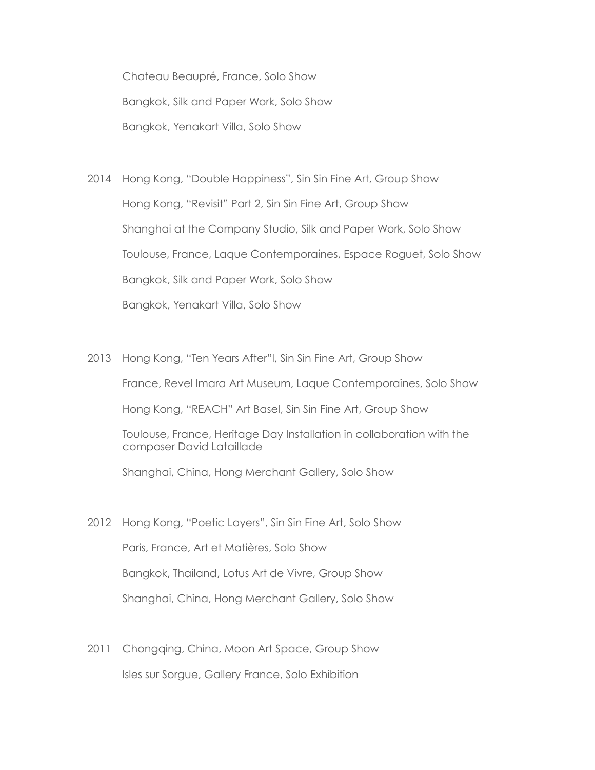Chateau Beaupré, France, Solo Show

Bangkok, Silk and Paper Work, Solo Show

Bangkok, Yenakart Villa, Solo Show

2014 Hong Kong, “Double Happiness”, Sin Sin Fine Art, Group Show

Hong Kong, “Revisit” Part 2, Sin Sin Fine Art, Group Show

Shanghai at the Company Studio, Silk and Paper Work, Solo Show

Toulouse, France, Laque Contemporaines, Espace Roguet, Solo Show

Bangkok, Silk and Paper Work, Solo Show

Bangkok, Yenakart Villa, Solo Show

2013 Hong Kong, “Ten Years After”l, Sin Sin Fine Art, Group Show

France, Revel Imara Art Museum, Laque Contemporaines, Solo Show

Hong Kong, “REACH” Art Basel, Sin Sin Fine Art, Group Show

Toulouse, France, Heritage Day Installation in collaboration with the composer David Lataillade

Shanghai, China, Hong Merchant Gallery, Solo Show

2012 Hong Kong, “Poetic Layers”, Sin Sin Fine Art, Solo Show

Paris, France, Art et Matières, Solo Show

Bangkok, Thailand, Lotus Art de Vivre, Group Show

Shanghai, China, Hong Merchant Gallery, Solo Show

2011 Chongqing, China, Moon Art Space, Group Show

Isles sur Sorgue, Gallery France, Solo Exhibition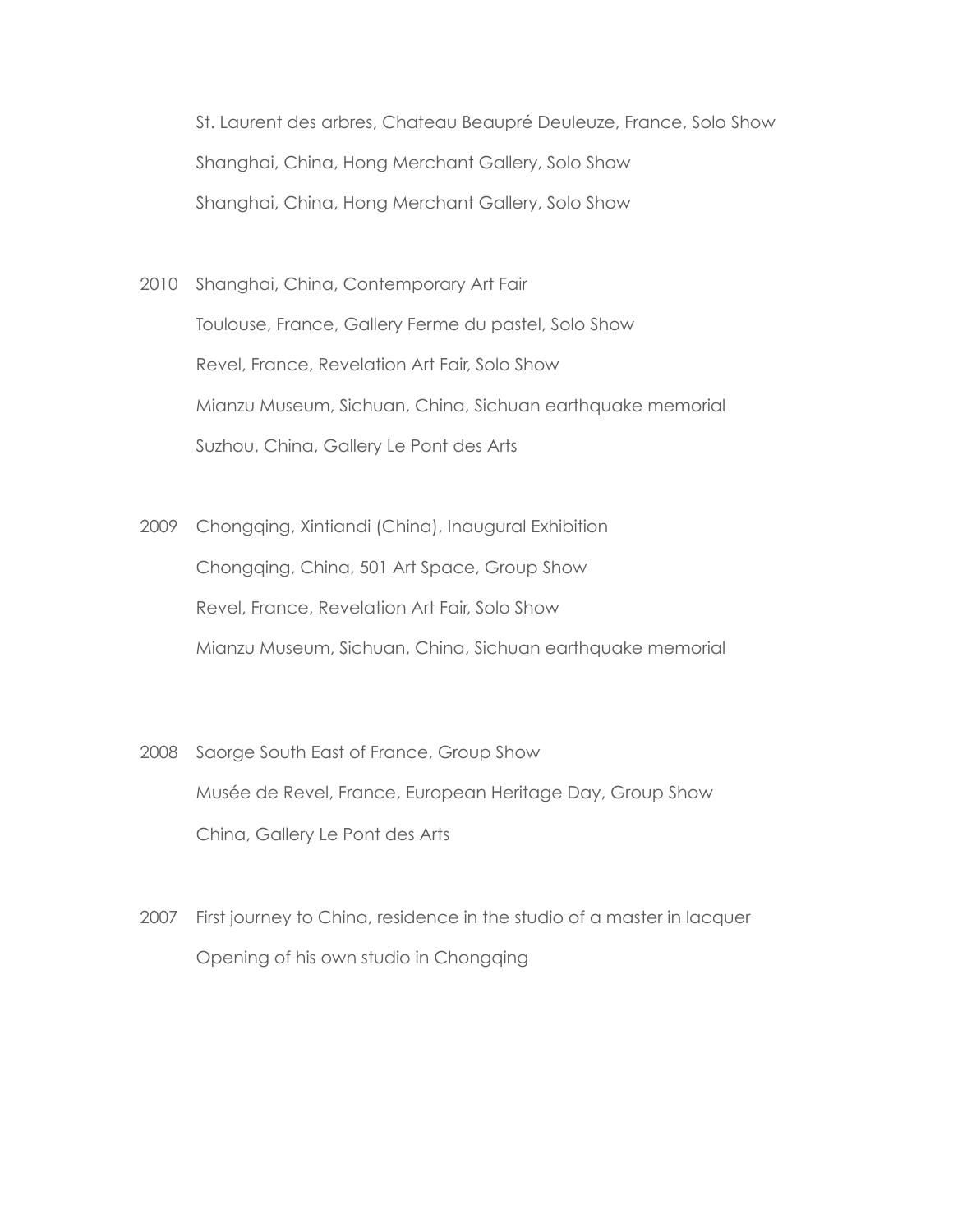St. Laurent des arbres, Chateau Beaupré Deuleuze, France, Solo Show
Shanghai, China, Hong Merchant Gallery, Solo Show
Shanghai, China, Hong Merchant Gallery, Solo Show

2010 Shanghai, China, Contemporary Art Fair
Toulouse, France, Gallery Ferme du pastel, Solo Show
Revel, France, Revelation Art Fair, Solo Show
Mianzu Museum, Sichuan, China, Sichuan earthquake memorial
Suzhou, China, Gallery Le Pont des Arts

2009 Chongqing, Xintiandi (China), Inaugural Exhibition
Chongqing, China, 501 Art Space, Group Show
Revel, France, Revelation Art Fair, Solo Show
Mianzu Museum, Sichuan, China, Sichuan earthquake memorial

2008 Saorge South East of France, Group Show
Musée de Revel, France, European Heritage Day, Group Show
China, Gallery Le Pont des Arts

2007 First journey to China, residence in the studio of a master in lacquer
Opening of his own studio in Chongqing